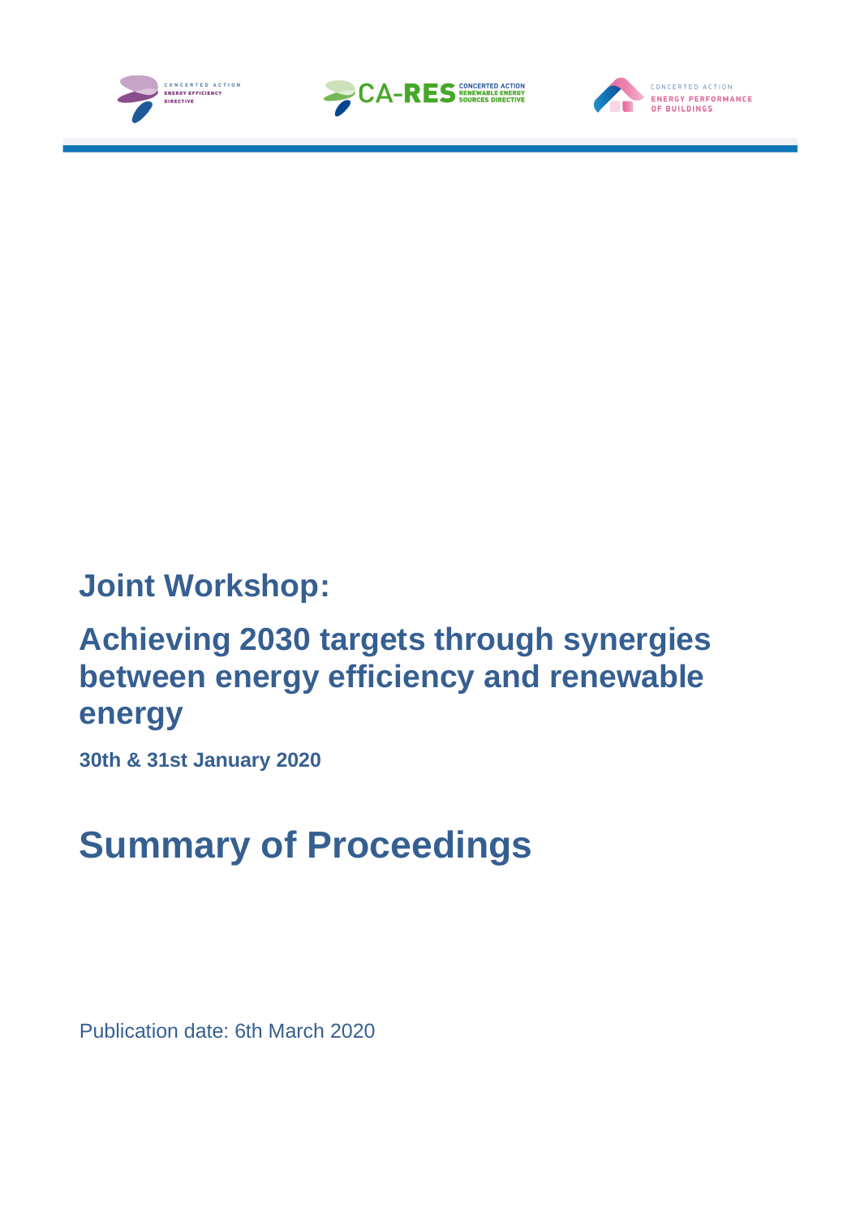CONCERTED ACTION ENERGY EFFICIENCY DIRECTIVE

CA-RES CONCERTED ACTION RENEWABLE ENERGY SOURCES DIRECTIVE

CONCERTED ACTION ENERGY PERFORMANCE OF BUILDINGS

## Joint Workshop:

## Achieving 2030 targets through synergies between energy efficiency and renewable energy

**30th & 31st January 2020**

# Summary of Proceedings

Publication date: 6th March 2020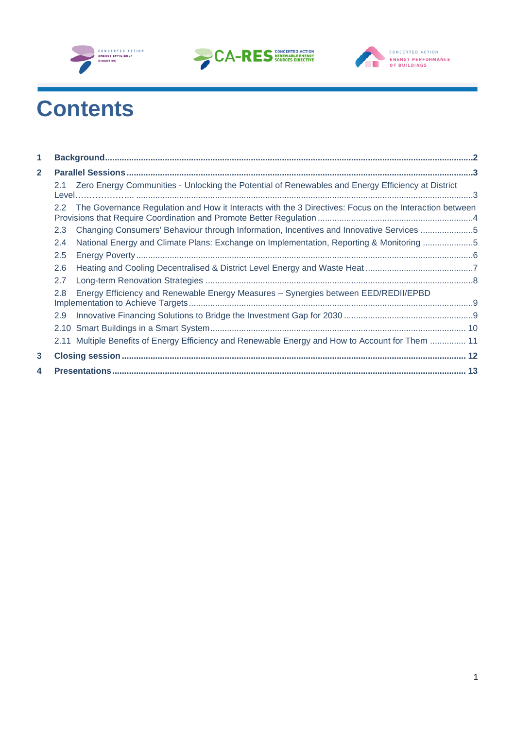# Contents

| | | |
|---|---|---|
| **1** | **Background** | **2** |
| **2** | **Parallel Sessions** | **3** |
| 2.1 | Zero Energy Communities - Unlocking the Potential of Renewables and Energy Efficiency at District Level | 3 |
| 2.2 | The Governance Regulation and How it Interacts with the 3 Directives: Focus on the Interaction between Provisions that Require Coordination and Promote Better Regulation | 4 |
| 2.3 | Changing Consumers' Behaviour through Information, Incentives and Innovative Services | 5 |
| 2.4 | National Energy and Climate Plans: Exchange on Implementation, Reporting & Monitoring | 5 |
| 2.5 | Energy Poverty | 6 |
| 2.6 | Heating and Cooling Decentralised & District Level Energy and Waste Heat | 7 |
| 2.7 | Long-term Renovation Strategies | 8 |
| 2.8 | Energy Efficiency and Renewable Energy Measures – Synergies between EED/REDII/EPBD Implementation to Achieve Targets | 9 |
| 2.9 | Innovative Financing Solutions to Bridge the Investment Gap for 2030 | 9 |
| 2.10 | Smart Buildings in a Smart System | 10 |
| 2.11 | Multiple Benefits of Energy Efficiency and Renewable Energy and How to Account for Them | 11 |
| **3** | **Closing session** | **12** |
| **4** | **Presentations** | **13** |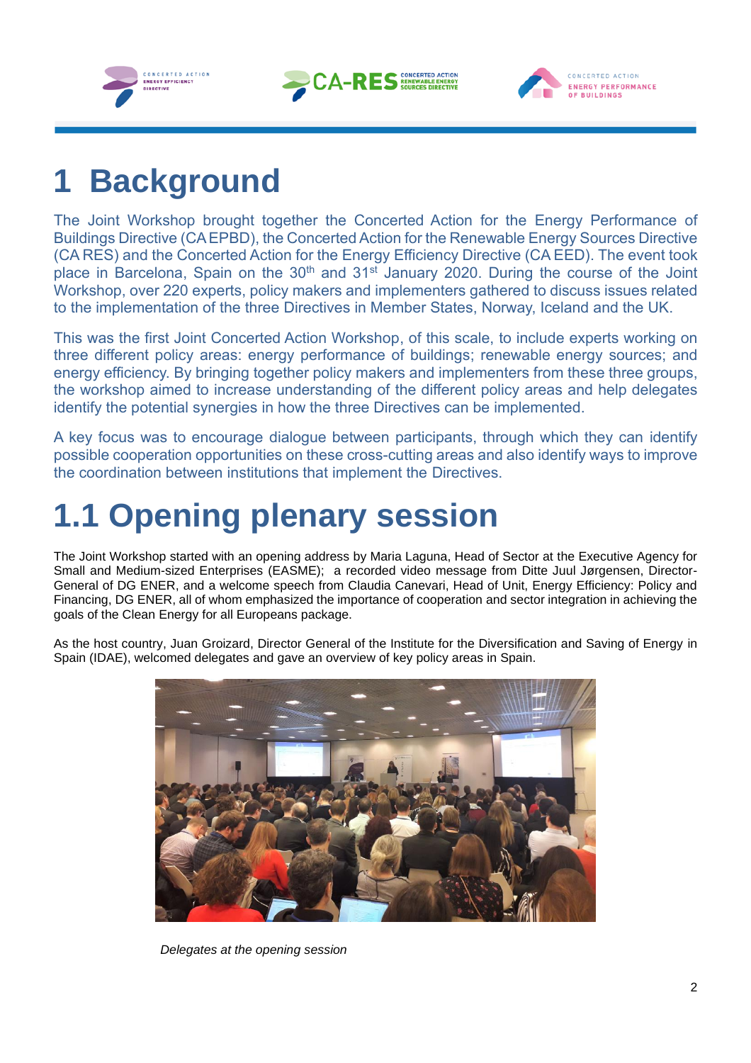# 1 Background

The Joint Workshop brought together the Concerted Action for the Energy Performance of Buildings Directive (CA EPBD), the Concerted Action for the Renewable Energy Sources Directive (CA RES) and the Concerted Action for the Energy Efficiency Directive (CA EED). The event took place in Barcelona, Spain on the 30th and 31st January 2020. During the course of the Joint Workshop, over 220 experts, policy makers and implementers gathered to discuss issues related to the implementation of the three Directives in Member States, Norway, Iceland and the UK.

This was the first Joint Concerted Action Workshop, of this scale, to include experts working on three different policy areas: energy performance of buildings; renewable energy sources; and energy efficiency. By bringing together policy makers and implementers from these three groups, the workshop aimed to increase understanding of the different policy areas and help delegates identify the potential synergies in how the three Directives can be implemented.

A key focus was to encourage dialogue between participants, through which they can identify possible cooperation opportunities on these cross-cutting areas and also identify ways to improve the coordination between institutions that implement the Directives.

## 1.1 Opening plenary session

The Joint Workshop started with an opening address by Maria Laguna, Head of Sector at the Executive Agency for Small and Medium-sized Enterprises (EASME); a recorded video message from Ditte Juul Jørgensen, Director-General of DG ENER, and a welcome speech from Claudia Canevari, Head of Unit, Energy Efficiency: Policy and Financing, DG ENER, all of whom emphasized the importance of cooperation and sector integration in achieving the goals of the Clean Energy for all Europeans package.

As the host country, Juan Groizard, Director General of the Institute for the Diversification and Saving of Energy in Spain (IDAE), welcomed delegates and gave an overview of key policy areas in Spain.

*Delegates at the opening session*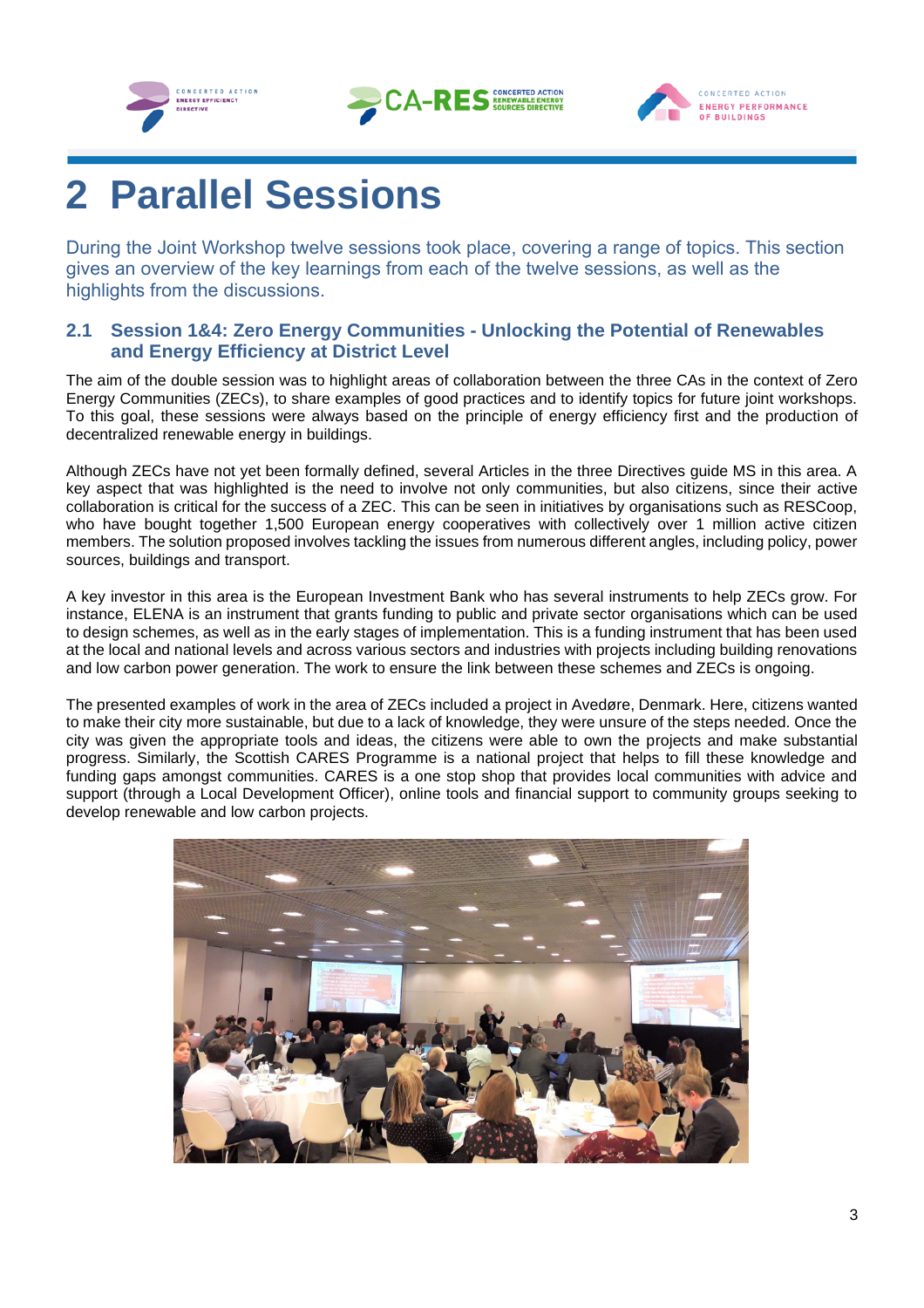# 2 Parallel Sessions

During the Joint Workshop twelve sessions took place, covering a range of topics. This section gives an overview of the key learnings from each of the twelve sessions, as well as the highlights from the discussions.

## 2.1 Session 1&4: Zero Energy Communities - Unlocking the Potential of Renewables and Energy Efficiency at District Level

The aim of the double session was to highlight areas of collaboration between the three CAs in the context of Zero Energy Communities (ZECs), to share examples of good practices and to identify topics for future joint workshops. To this goal, these sessions were always based on the principle of energy efficiency first and the production of decentralized renewable energy in buildings.

Although ZECs have not yet been formally defined, several Articles in the three Directives guide MS in this area. A key aspect that was highlighted is the need to involve not only communities, but also citizens, since their active collaboration is critical for the success of a ZEC. This can be seen in initiatives by organisations such as RESCoop, who have bought together 1,500 European energy cooperatives with collectively over 1 million active citizen members. The solution proposed involves tackling the issues from numerous different angles, including policy, power sources, buildings and transport.

A key investor in this area is the European Investment Bank who has several instruments to help ZECs grow. For instance, ELENA is an instrument that grants funding to public and private sector organisations which can be used to design schemes, as well as in the early stages of implementation. This is a funding instrument that has been used at the local and national levels and across various sectors and industries with projects including building renovations and low carbon power generation. The work to ensure the link between these schemes and ZECs is ongoing.

The presented examples of work in the area of ZECs included a project in Avedøre, Denmark. Here, citizens wanted to make their city more sustainable, but due to a lack of knowledge, they were unsure of the steps needed. Once the city was given the appropriate tools and ideas, the citizens were able to own the projects and make substantial progress. Similarly, the Scottish CARES Programme is a national project that helps to fill these knowledge and funding gaps amongst communities. CARES is a one stop shop that provides local communities with advice and support (through a Local Development Officer), online tools and financial support to community groups seeking to develop renewable and low carbon projects.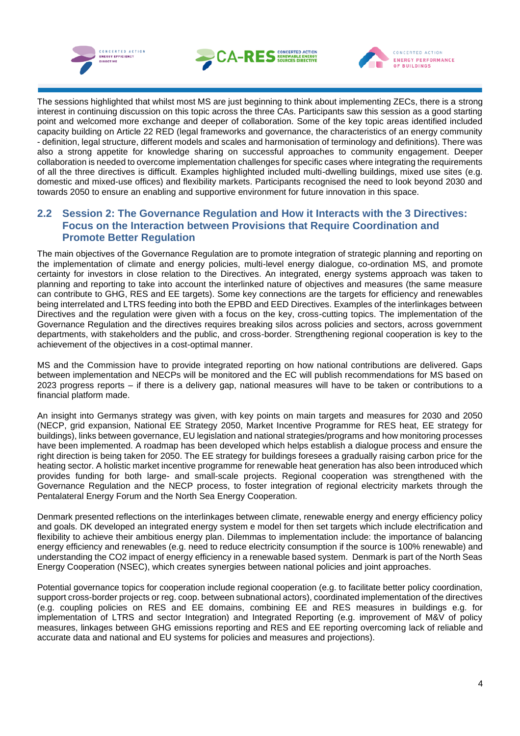The sessions highlighted that whilst most MS are just beginning to think about implementing ZECs, there is a strong interest in continuing discussion on this topic across the three CAs. Participants saw this session as a good starting point and welcomed more exchange and deeper of collaboration. Some of the key topic areas identified included capacity building on Article 22 RED (legal frameworks and governance, the characteristics of an energy community - definition, legal structure, different models and scales and harmonisation of terminology and definitions). There was also a strong appetite for knowledge sharing on successful approaches to community engagement. Deeper collaboration is needed to overcome implementation challenges for specific cases where integrating the requirements of all the three directives is difficult. Examples highlighted included multi-dwelling buildings, mixed use sites (e.g. domestic and mixed-use offices) and flexibility markets. Participants recognised the need to look beyond 2030 and towards 2050 to ensure an enabling and supportive environment for future innovation in this space.

## 2.2 Session 2: The Governance Regulation and How it Interacts with the 3 Directives: Focus on the Interaction between Provisions that Require Coordination and Promote Better Regulation

The main objectives of the Governance Regulation are to promote integration of strategic planning and reporting on the implementation of climate and energy policies, multi-level energy dialogue, co-ordination MS, and promote certainty for investors in close relation to the Directives. An integrated, energy systems approach was taken to planning and reporting to take into account the interlinked nature of objectives and measures (the same measure can contribute to GHG, RES and EE targets). Some key connections are the targets for efficiency and renewables being interrelated and LTRS feeding into both the EPBD and EED Directives. Examples of the interlinkages between Directives and the regulation were given with a focus on the key, cross-cutting topics. The implementation of the Governance Regulation and the directives requires breaking silos across policies and sectors, across government departments, with stakeholders and the public, and cross-border. Strengthening regional cooperation is key to the achievement of the objectives in a cost-optimal manner.

MS and the Commission have to provide integrated reporting on how national contributions are delivered. Gaps between implementation and NECPs will be monitored and the EC will publish recommendations for MS based on 2023 progress reports – if there is a delivery gap, national measures will have to be taken or contributions to a financial platform made.

An insight into Germanys strategy was given, with key points on main targets and measures for 2030 and 2050 (NECP, grid expansion, National EE Strategy 2050, Market Incentive Programme for RES heat, EE strategy for buildings), links between governance, EU legislation and national strategies/programs and how monitoring processes have been implemented. A roadmap has been developed which helps establish a dialogue process and ensure the right direction is being taken for 2050. The EE strategy for buildings foresees a gradually raising carbon price for the heating sector. A holistic market incentive programme for renewable heat generation has also been introduced which provides funding for both large- and small-scale projects. Regional cooperation was strengthened with the Governance Regulation and the NECP process, to foster integration of regional electricity markets through the Pentalateral Energy Forum and the North Sea Energy Cooperation.

Denmark presented reflections on the interlinkages between climate, renewable energy and energy efficiency policy and goals. DK developed an integrated energy system e model for then set targets which include electrification and flexibility to achieve their ambitious energy plan. Dilemmas to implementation include: the importance of balancing energy efficiency and renewables (e.g. need to reduce electricity consumption if the source is 100% renewable) and understanding the $CO_2$ impact of energy efficiency in a renewable based system. Denmark is part of the North Seas Energy Cooperation (NSEC), which creates synergies between national policies and joint approaches.

Potential governance topics for cooperation include regional cooperation (e.g. to facilitate better policy coordination, support cross-border projects or reg. coop. between subnational actors), coordinated implementation of the directives (e.g. coupling policies on RES and EE domains, combining EE and RES measures in buildings e.g. for implementation of LTRS and sector Integration) and Integrated Reporting (e.g. improvement of M&V of policy measures, linkages between GHG emissions reporting and RES and EE reporting overcoming lack of reliable and accurate data and national and EU systems for policies and measures and projections).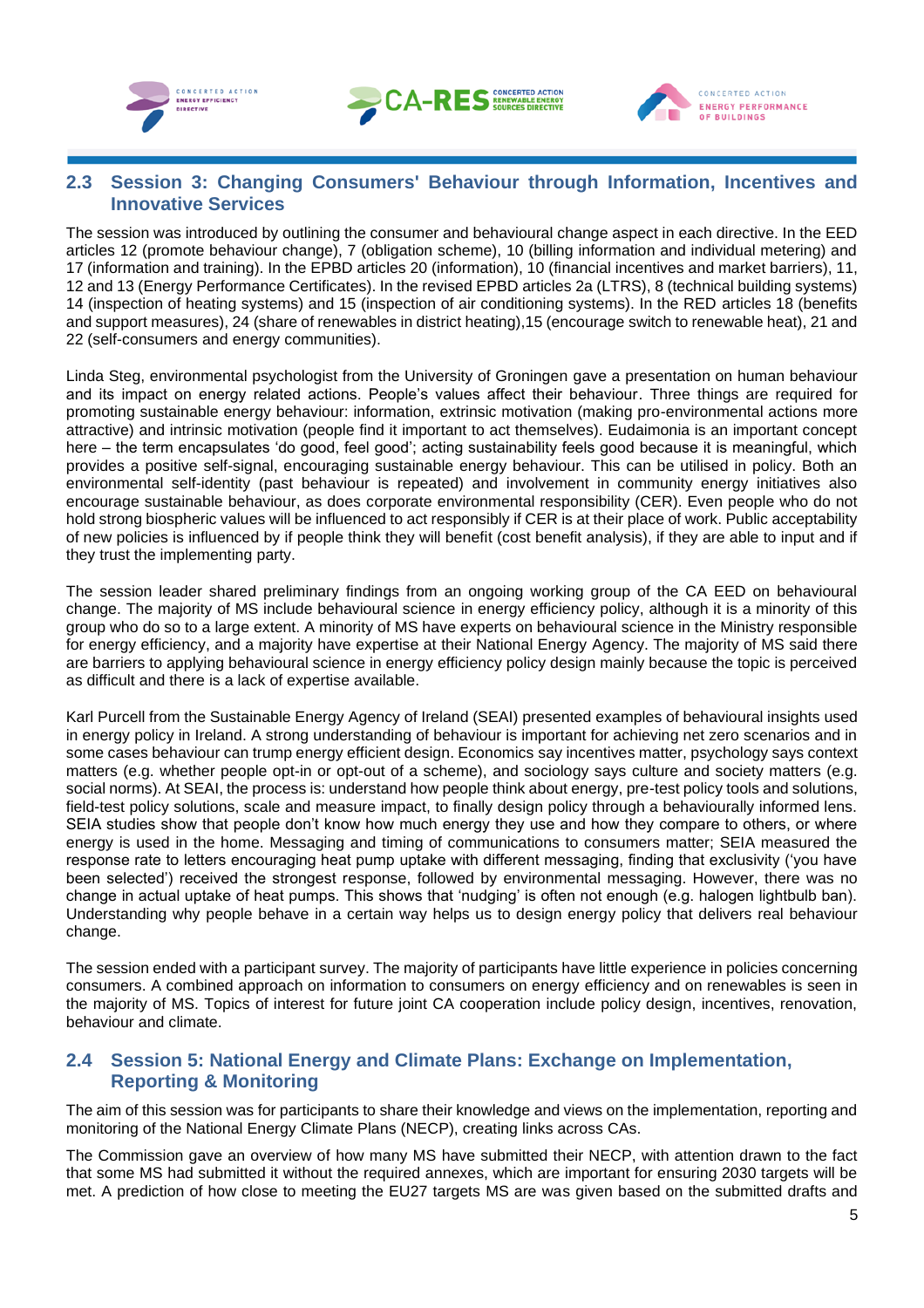## 2.3 Session 3: Changing Consumers' Behaviour through Information, Incentives and Innovative Services

The session was introduced by outlining the consumer and behavioural change aspect in each directive. In the EED articles 12 (promote behaviour change), 7 (obligation scheme), 10 (billing information and individual metering) and 17 (information and training). In the EPBD articles 20 (information), 10 (financial incentives and market barriers), 11, 12 and 13 (Energy Performance Certificates). In the revised EPBD articles 2a (LTRS), 8 (technical building systems) 14 (inspection of heating systems) and 15 (inspection of air conditioning systems). In the RED articles 18 (benefits and support measures), 24 (share of renewables in district heating),15 (encourage switch to renewable heat), 21 and 22 (self-consumers and energy communities).

Linda Steg, environmental psychologist from the University of Groningen gave a presentation on human behaviour and its impact on energy related actions. People's values affect their behaviour. Three things are required for promoting sustainable energy behaviour: information, extrinsic motivation (making pro-environmental actions more attractive) and intrinsic motivation (people find it important to act themselves). Eudaimonia is an important concept here – the term encapsulates 'do good, feel good'; acting sustainability feels good because it is meaningful, which provides a positive self-signal, encouraging sustainable energy behaviour. This can be utilised in policy. Both an environmental self-identity (past behaviour is repeated) and involvement in community energy initiatives also encourage sustainable behaviour, as does corporate environmental responsibility (CER). Even people who do not hold strong biospheric values will be influenced to act responsibly if CER is at their place of work. Public acceptability of new policies is influenced by if people think they will benefit (cost benefit analysis), if they are able to input and if they trust the implementing party.

The session leader shared preliminary findings from an ongoing working group of the CA EED on behavioural change. The majority of MS include behavioural science in energy efficiency policy, although it is a minority of this group who do so to a large extent. A minority of MS have experts on behavioural science in the Ministry responsible for energy efficiency, and a majority have expertise at their National Energy Agency. The majority of MS said there are barriers to applying behavioural science in energy efficiency policy design mainly because the topic is perceived as difficult and there is a lack of expertise available.

Karl Purcell from the Sustainable Energy Agency of Ireland (SEAI) presented examples of behavioural insights used in energy policy in Ireland. A strong understanding of behaviour is important for achieving net zero scenarios and in some cases behaviour can trump energy efficient design. Economics say incentives matter, psychology says context matters (e.g. whether people opt-in or opt-out of a scheme), and sociology says culture and society matters (e.g. social norms). At SEAI, the process is: understand how people think about energy, pre-test policy tools and solutions, field-test policy solutions, scale and measure impact, to finally design policy through a behaviourally informed lens. SEIA studies show that people don't know how much energy they use and how they compare to others, or where energy is used in the home. Messaging and timing of communications to consumers matter; SEIA measured the response rate to letters encouraging heat pump uptake with different messaging, finding that exclusivity ('you have been selected') received the strongest response, followed by environmental messaging. However, there was no change in actual uptake of heat pumps. This shows that 'nudging' is often not enough (e.g. halogen lightbulb ban). Understanding why people behave in a certain way helps us to design energy policy that delivers real behaviour change.

The session ended with a participant survey. The majority of participants have little experience in policies concerning consumers. A combined approach on information to consumers on energy efficiency and on renewables is seen in the majority of MS. Topics of interest for future joint CA cooperation include policy design, incentives, renovation, behaviour and climate.

## 2.4 Session 5: National Energy and Climate Plans: Exchange on Implementation, Reporting & Monitoring

The aim of this session was for participants to share their knowledge and views on the implementation, reporting and monitoring of the National Energy Climate Plans (NECP), creating links across CAs.

The Commission gave an overview of how many MS have submitted their NECP, with attention drawn to the fact that some MS had submitted it without the required annexes, which are important for ensuring 2030 targets will be met. A prediction of how close to meeting the EU27 targets MS are was given based on the submitted drafts and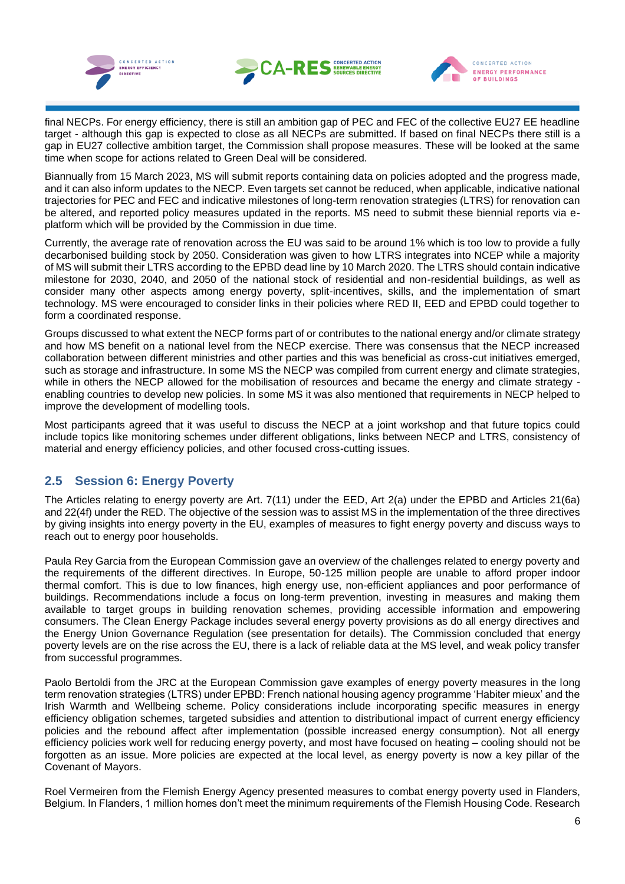final NECPs. For energy efficiency, there is still an ambition gap of PEC and FEC of the collective EU27 EE headline target - although this gap is expected to close as all NECPs are submitted. If based on final NECPs there still is a gap in EU27 collective ambition target, the Commission shall propose measures. These will be looked at the same time when scope for actions related to Green Deal will be considered.

Biannually from 15 March 2023, MS will submit reports containing data on policies adopted and the progress made, and it can also inform updates to the NECP. Even targets set cannot be reduced, when applicable, indicative national trajectories for PEC and FEC and indicative milestones of long-term renovation strategies (LTRS) for renovation can be altered, and reported policy measures updated in the reports. MS need to submit these biennial reports via e-platform which will be provided by the Commission in due time.

Currently, the average rate of renovation across the EU was said to be around 1% which is too low to provide a fully decarbonised building stock by 2050. Consideration was given to how LTRS integrates into NCEP while a majority of MS will submit their LTRS according to the EPBD dead line by 10 March 2020. The LTRS should contain indicative milestone for 2030, 2040, and 2050 of the national stock of residential and non-residential buildings, as well as consider many other aspects among energy poverty, split-incentives, skills, and the implementation of smart technology. MS were encouraged to consider links in their policies where RED II, EED and EPBD could together to form a coordinated response.

Groups discussed to what extent the NECP forms part of or contributes to the national energy and/or climate strategy and how MS benefit on a national level from the NECP exercise. There was consensus that the NECP increased collaboration between different ministries and other parties and this was beneficial as cross-cut initiatives emerged, such as storage and infrastructure. In some MS the NECP was compiled from current energy and climate strategies, while in others the NECP allowed for the mobilisation of resources and became the energy and climate strategy - enabling countries to develop new policies. In some MS it was also mentioned that requirements in NECP helped to improve the development of modelling tools.

Most participants agreed that it was useful to discuss the NECP at a joint workshop and that future topics could include topics like monitoring schemes under different obligations, links between NECP and LTRS, consistency of material and energy efficiency policies, and other focused cross-cutting issues.

## 2.5 Session 6: Energy Poverty

The Articles relating to energy poverty are Art. 7(11) under the EED, Art 2(a) under the EPBD and Articles 21(6a) and 22(4f) under the RED. The objective of the session was to assist MS in the implementation of the three directives by giving insights into energy poverty in the EU, examples of measures to fight energy poverty and discuss ways to reach out to energy poor households.

Paula Rey Garcia from the European Commission gave an overview of the challenges related to energy poverty and the requirements of the different directives. In Europe, 50-125 million people are unable to afford proper indoor thermal comfort. This is due to low finances, high energy use, non-efficient appliances and poor performance of buildings. Recommendations include a focus on long-term prevention, investing in measures and making them available to target groups in building renovation schemes, providing accessible information and empowering consumers. The Clean Energy Package includes several energy poverty provisions as do all energy directives and the Energy Union Governance Regulation (see presentation for details). The Commission concluded that energy poverty levels are on the rise across the EU, there is a lack of reliable data at the MS level, and weak policy transfer from successful programmes.

Paolo Bertoldi from the JRC at the European Commission gave examples of energy poverty measures in the long term renovation strategies (LTRS) under EPBD: French national housing agency programme 'Habiter mieux' and the Irish Warmth and Wellbeing scheme. Policy considerations include incorporating specific measures in energy efficiency obligation schemes, targeted subsidies and attention to distributional impact of current energy efficiency policies and the rebound affect after implementation (possible increased energy consumption). Not all energy efficiency policies work well for reducing energy poverty, and most have focused on heating – cooling should not be forgotten as an issue. More policies are expected at the local level, as energy poverty is now a key pillar of the Covenant of Mayors.

Roel Vermeiren from the Flemish Energy Agency presented measures to combat energy poverty used in Flanders, Belgium. In Flanders, 1 million homes don't meet the minimum requirements of the Flemish Housing Code. Research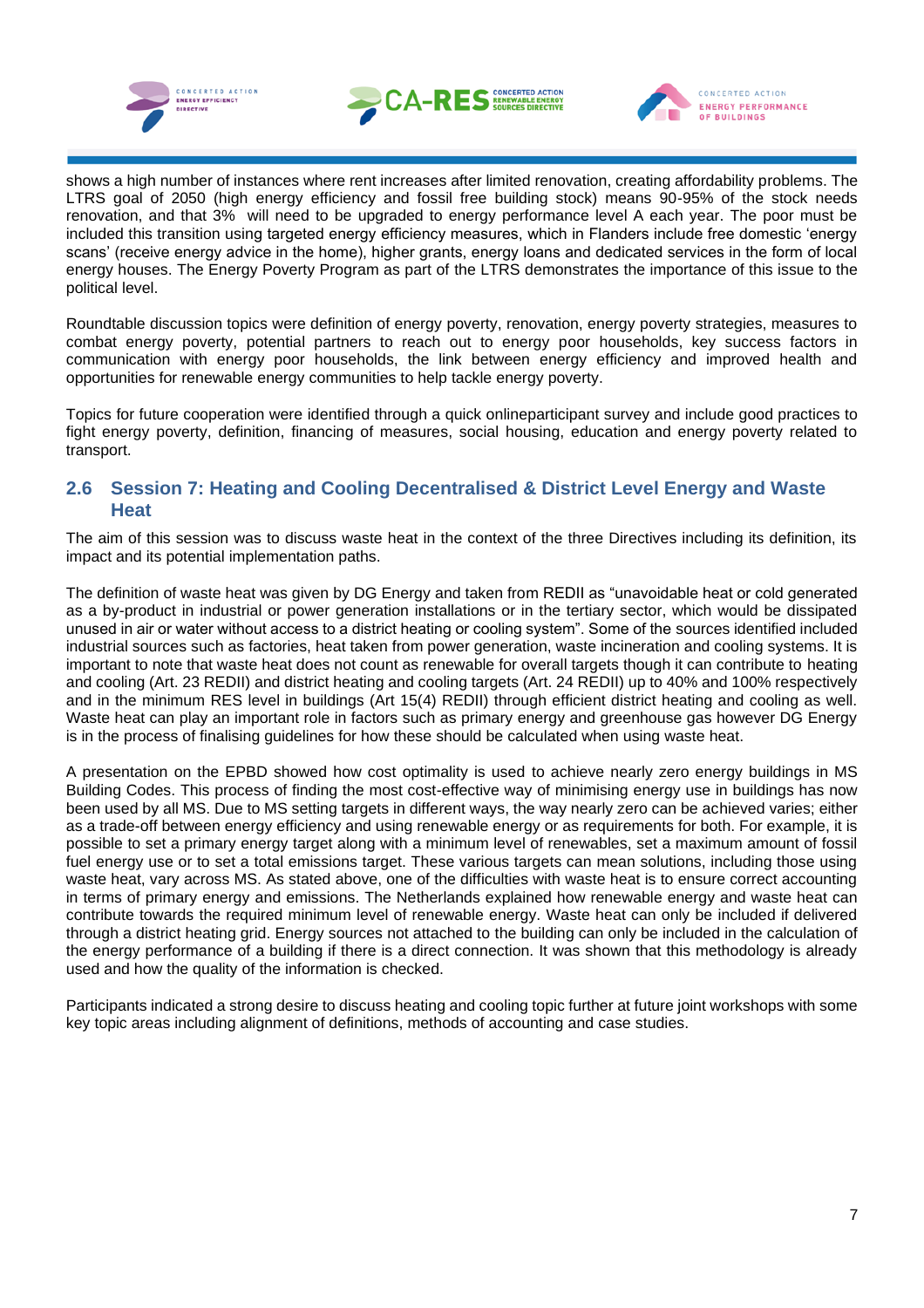shows a high number of instances where rent increases after limited renovation, creating affordability problems. The LTRS goal of 2050 (high energy efficiency and fossil free building stock) means 90-95% of the stock needs renovation, and that 3% will need to be upgraded to energy performance level A each year. The poor must be included this transition using targeted energy efficiency measures, which in Flanders include free domestic 'energy scans' (receive energy advice in the home), higher grants, energy loans and dedicated services in the form of local energy houses. The Energy Poverty Program as part of the LTRS demonstrates the importance of this issue to the political level.

Roundtable discussion topics were definition of energy poverty, renovation, energy poverty strategies, measures to combat energy poverty, potential partners to reach out to energy poor households, key success factors in communication with energy poor households, the link between energy efficiency and improved health and opportunities for renewable energy communities to help tackle energy poverty.

Topics for future cooperation were identified through a quick onlineparticipant survey and include good practices to fight energy poverty, definition, financing of measures, social housing, education and energy poverty related to transport.

## 2.6 Session 7: Heating and Cooling Decentralised & District Level Energy and Waste Heat

The aim of this session was to discuss waste heat in the context of the three Directives including its definition, its impact and its potential implementation paths.

The definition of waste heat was given by DG Energy and taken from REDII as "unavoidable heat or cold generated as a by-product in industrial or power generation installations or in the tertiary sector, which would be dissipated unused in air or water without access to a district heating or cooling system". Some of the sources identified included industrial sources such as factories, heat taken from power generation, waste incineration and cooling systems. It is important to note that waste heat does not count as renewable for overall targets though it can contribute to heating and cooling (Art. 23 REDII) and district heating and cooling targets (Art. 24 REDII) up to 40% and 100% respectively and in the minimum RES level in buildings (Art 15(4) REDII) through efficient district heating and cooling as well. Waste heat can play an important role in factors such as primary energy and greenhouse gas however DG Energy is in the process of finalising guidelines for how these should be calculated when using waste heat.

A presentation on the EPBD showed how cost optimality is used to achieve nearly zero energy buildings in MS Building Codes. This process of finding the most cost-effective way of minimising energy use in buildings has now been used by all MS. Due to MS setting targets in different ways, the way nearly zero can be achieved varies; either as a trade-off between energy efficiency and using renewable energy or as requirements for both. For example, it is possible to set a primary energy target along with a minimum level of renewables, set a maximum amount of fossil fuel energy use or to set a total emissions target. These various targets can mean solutions, including those using waste heat, vary across MS. As stated above, one of the difficulties with waste heat is to ensure correct accounting in terms of primary energy and emissions. The Netherlands explained how renewable energy and waste heat can contribute towards the required minimum level of renewable energy. Waste heat can only be included if delivered through a district heating grid. Energy sources not attached to the building can only be included in the calculation of the energy performance of a building if there is a direct connection. It was shown that this methodology is already used and how the quality of the information is checked.

Participants indicated a strong desire to discuss heating and cooling topic further at future joint workshops with some key topic areas including alignment of definitions, methods of accounting and case studies.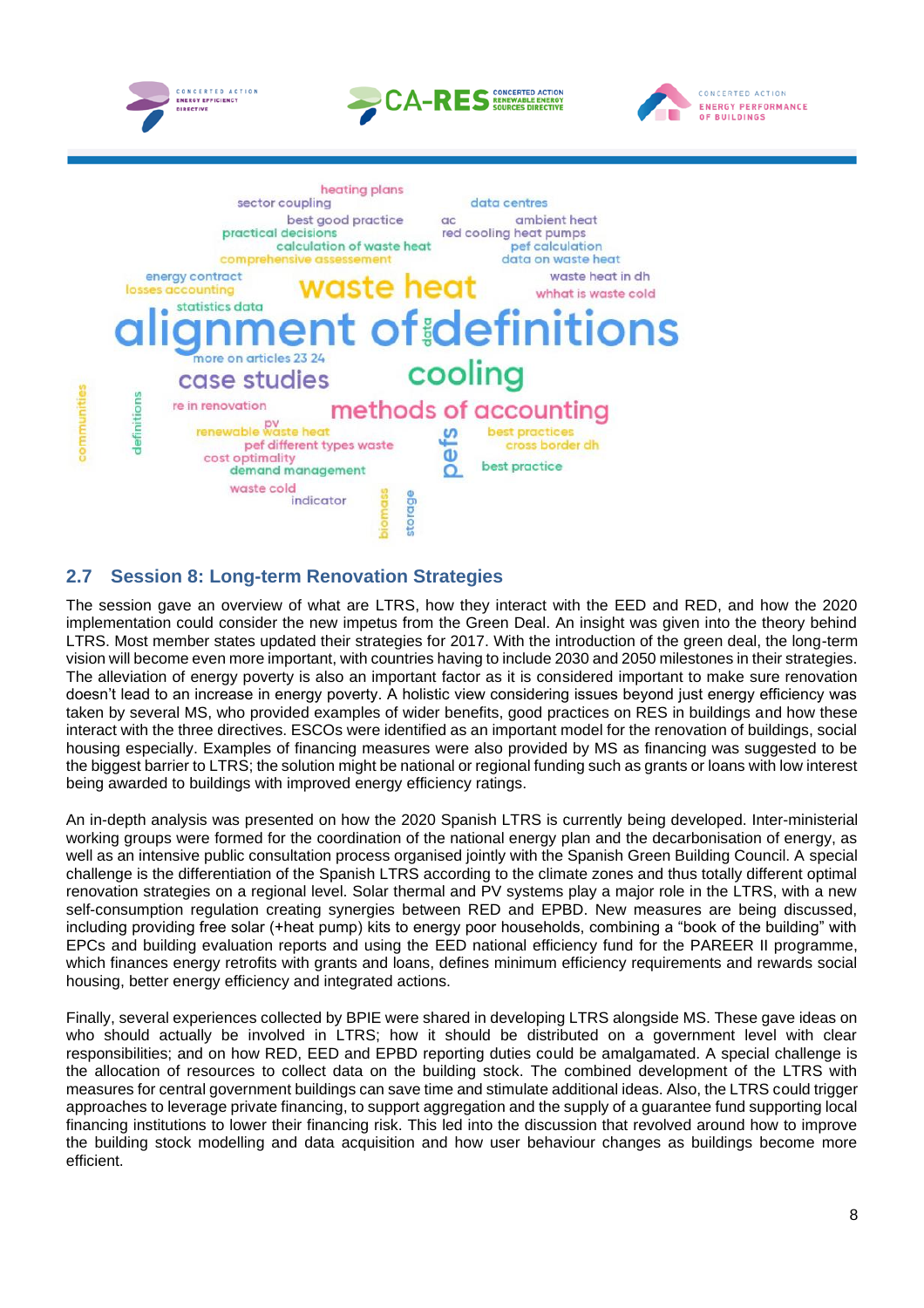heating plans
sector coupling
data centres
best good practice
ac
ambient heat
practical decisions
red cooling heat pumps
calculation of waste heat
pef calculation
comprehensive assessement
data on waste heat
energy contract
waste heat
waste heat in dh
losses accounting
whhat is waste cold
statistics data
alignment of definitions
data
more on articles 23 24
case studies
cooling
communities
definitions
re in renovation
methods of accounting
pv
renewable waste heat
pefs
best practices
pef different types waste
cross border dh
cost optimality
demand management
best practice
waste cold
indicator
biomass
storage

## 2.7 Session 8: Long-term Renovation Strategies

The session gave an overview of what are LTRS, how they interact with the EED and RED, and how the 2020 implementation could consider the new impetus from the Green Deal. An insight was given into the theory behind LTRS. Most member states updated their strategies for 2017. With the introduction of the green deal, the long-term vision will become even more important, with countries having to include 2030 and 2050 milestones in their strategies. The alleviation of energy poverty is also an important factor as it is considered important to make sure renovation doesn't lead to an increase in energy poverty. A holistic view considering issues beyond just energy efficiency was taken by several MS, who provided examples of wider benefits, good practices on RES in buildings and how these interact with the three directives. ESCOs were identified as an important model for the renovation of buildings, social housing especially. Examples of financing measures were also provided by MS as financing was suggested to be the biggest barrier to LTRS; the solution might be national or regional funding such as grants or loans with low interest being awarded to buildings with improved energy efficiency ratings.

An in-depth analysis was presented on how the 2020 Spanish LTRS is currently being developed. Inter-ministerial working groups were formed for the coordination of the national energy plan and the decarbonisation of energy, as well as an intensive public consultation process organised jointly with the Spanish Green Building Council. A special challenge is the differentiation of the Spanish LTRS according to the climate zones and thus totally different optimal renovation strategies on a regional level. Solar thermal and PV systems play a major role in the LTRS, with a new self-consumption regulation creating synergies between RED and EPBD. New measures are being discussed, including providing free solar (+heat pump) kits to energy poor households, combining a “book of the building” with EPCs and building evaluation reports and using the EED national efficiency fund for the PAREER II programme, which finances energy retrofits with grants and loans, defines minimum efficiency requirements and rewards social housing, better energy efficiency and integrated actions.

Finally, several experiences collected by BPIE were shared in developing LTRS alongside MS. These gave ideas on who should actually be involved in LTRS; how it should be distributed on a government level with clear responsibilities; and on how RED, EED and EPBD reporting duties could be amalgamated. A special challenge is the allocation of resources to collect data on the building stock. The combined development of the LTRS with measures for central government buildings can save time and stimulate additional ideas. Also, the LTRS could trigger approaches to leverage private financing, to support aggregation and the supply of a guarantee fund supporting local financing institutions to lower their financing risk. This led into the discussion that revolved around how to improve the building stock modelling and data acquisition and how user behaviour changes as buildings become more efficient.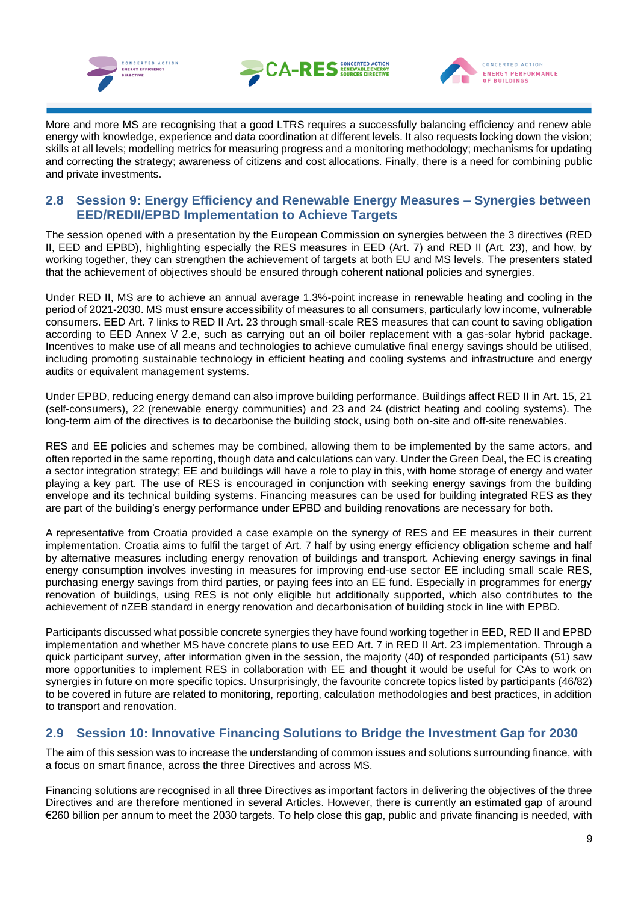More and more MS are recognising that a good LTRS requires a successfully balancing efficiency and renew able energy with knowledge, experience and data coordination at different levels. It also requests locking down the vision; skills at all levels; modelling metrics for measuring progress and a monitoring methodology; mechanisms for updating and correcting the strategy; awareness of citizens and cost allocations. Finally, there is a need for combining public and private investments.

## 2.8 Session 9: Energy Efficiency and Renewable Energy Measures – Synergies between EED/REDII/EPBD Implementation to Achieve Targets

The session opened with a presentation by the European Commission on synergies between the 3 directives (RED II, EED and EPBD), highlighting especially the RES measures in EED (Art. 7) and RED II (Art. 23), and how, by working together, they can strengthen the achievement of targets at both EU and MS levels. The presenters stated that the achievement of objectives should be ensured through coherent national policies and synergies.

Under RED II, MS are to achieve an annual average 1.3%-point increase in renewable heating and cooling in the period of 2021-2030. MS must ensure accessibility of measures to all consumers, particularly low income, vulnerable consumers. EED Art. 7 links to RED II Art. 23 through small-scale RES measures that can count to saving obligation according to EED Annex V 2.e, such as carrying out an oil boiler replacement with a gas-solar hybrid package. Incentives to make use of all means and technologies to achieve cumulative final energy savings should be utilised, including promoting sustainable technology in efficient heating and cooling systems and infrastructure and energy audits or equivalent management systems.

Under EPBD, reducing energy demand can also improve building performance. Buildings affect RED II in Art. 15, 21 (self-consumers), 22 (renewable energy communities) and 23 and 24 (district heating and cooling systems). The long-term aim of the directives is to decarbonise the building stock, using both on-site and off-site renewables.

RES and EE policies and schemes may be combined, allowing them to be implemented by the same actors, and often reported in the same reporting, though data and calculations can vary. Under the Green Deal, the EC is creating a sector integration strategy; EE and buildings will have a role to play in this, with home storage of energy and water playing a key part. The use of RES is encouraged in conjunction with seeking energy savings from the building envelope and its technical building systems. Financing measures can be used for building integrated RES as they are part of the building's energy performance under EPBD and building renovations are necessary for both.

A representative from Croatia provided a case example on the synergy of RES and EE measures in their current implementation. Croatia aims to fulfil the target of Art. 7 half by using energy efficiency obligation scheme and half by alternative measures including energy renovation of buildings and transport. Achieving energy savings in final energy consumption involves investing in measures for improving end-use sector EE including small scale RES, purchasing energy savings from third parties, or paying fees into an EE fund. Especially in programmes for energy renovation of buildings, using RES is not only eligible but additionally supported, which also contributes to the achievement of nZEB standard in energy renovation and decarbonisation of building stock in line with EPBD.

Participants discussed what possible concrete synergies they have found working together in EED, RED II and EPBD implementation and whether MS have concrete plans to use EED Art. 7 in RED II Art. 23 implementation. Through a quick participant survey, after information given in the session, the majority (40) of responded participants (51) saw more opportunities to implement RES in collaboration with EE and thought it would be useful for CAs to work on synergies in future on more specific topics. Unsurprisingly, the favourite concrete topics listed by participants (46/82) to be covered in future are related to monitoring, reporting, calculation methodologies and best practices, in addition to transport and renovation.

## 2.9 Session 10: Innovative Financing Solutions to Bridge the Investment Gap for 2030

The aim of this session was to increase the understanding of common issues and solutions surrounding finance, with a focus on smart finance, across the three Directives and across MS.

Financing solutions are recognised in all three Directives as important factors in delivering the objectives of the three Directives and are therefore mentioned in several Articles. However, there is currently an estimated gap of around €260 billion per annum to meet the 2030 targets. To help close this gap, public and private financing is needed, with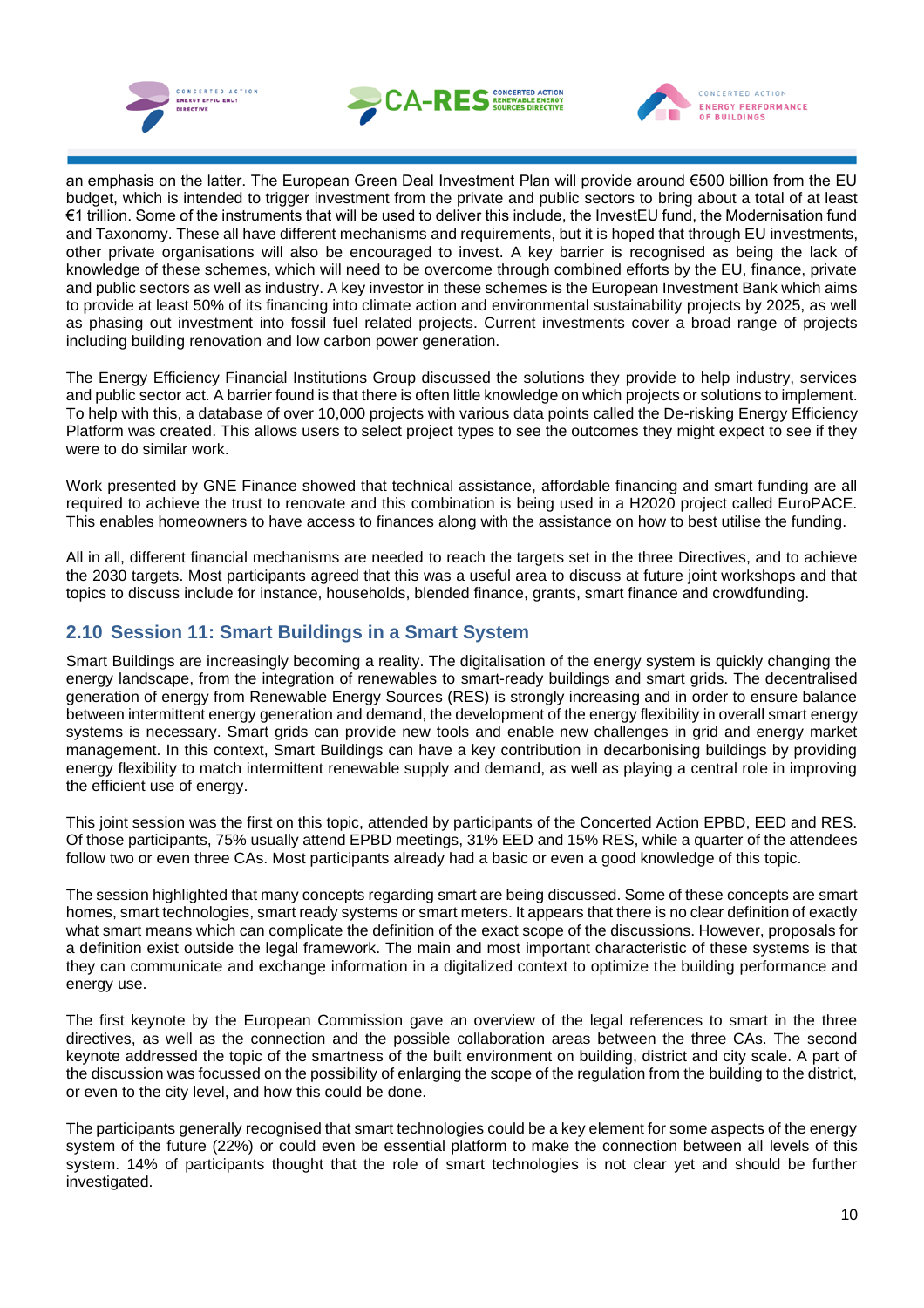an emphasis on the latter. The European Green Deal Investment Plan will provide around €500 billion from the EU budget, which is intended to trigger investment from the private and public sectors to bring about a total of at least €1 trillion. Some of the instruments that will be used to deliver this include, the InvestEU fund, the Modernisation fund and Taxonomy. These all have different mechanisms and requirements, but it is hoped that through EU investments, other private organisations will also be encouraged to invest. A key barrier is recognised as being the lack of knowledge of these schemes, which will need to be overcome through combined efforts by the EU, finance, private and public sectors as well as industry. A key investor in these schemes is the European Investment Bank which aims to provide at least 50% of its financing into climate action and environmental sustainability projects by 2025, as well as phasing out investment into fossil fuel related projects. Current investments cover a broad range of projects including building renovation and low carbon power generation.

The Energy Efficiency Financial Institutions Group discussed the solutions they provide to help industry, services and public sector act. A barrier found is that there is often little knowledge on which projects or solutions to implement. To help with this, a database of over 10,000 projects with various data points called the De-risking Energy Efficiency Platform was created. This allows users to select project types to see the outcomes they might expect to see if they were to do similar work.

Work presented by GNE Finance showed that technical assistance, affordable financing and smart funding are all required to achieve the trust to renovate and this combination is being used in a H2020 project called EuroPACE. This enables homeowners to have access to finances along with the assistance on how to best utilise the funding.

All in all, different financial mechanisms are needed to reach the targets set in the three Directives, and to achieve the 2030 targets. Most participants agreed that this was a useful area to discuss at future joint workshops and that topics to discuss include for instance, households, blended finance, grants, smart finance and crowdfunding.

## 2.10 Session 11: Smart Buildings in a Smart System

Smart Buildings are increasingly becoming a reality. The digitalisation of the energy system is quickly changing the energy landscape, from the integration of renewables to smart-ready buildings and smart grids. The decentralised generation of energy from Renewable Energy Sources (RES) is strongly increasing and in order to ensure balance between intermittent energy generation and demand, the development of the energy flexibility in overall smart energy systems is necessary. Smart grids can provide new tools and enable new challenges in grid and energy market management. In this context, Smart Buildings can have a key contribution in decarbonising buildings by providing energy flexibility to match intermittent renewable supply and demand, as well as playing a central role in improving the efficient use of energy.

This joint session was the first on this topic, attended by participants of the Concerted Action EPBD, EED and RES. Of those participants, 75% usually attend EPBD meetings, 31% EED and 15% RES, while a quarter of the attendees follow two or even three CAs. Most participants already had a basic or even a good knowledge of this topic.

The session highlighted that many concepts regarding smart are being discussed. Some of these concepts are smart homes, smart technologies, smart ready systems or smart meters. It appears that there is no clear definition of exactly what smart means which can complicate the definition of the exact scope of the discussions. However, proposals for a definition exist outside the legal framework. The main and most important characteristic of these systems is that they can communicate and exchange information in a digitalized context to optimize the building performance and energy use.

The first keynote by the European Commission gave an overview of the legal references to smart in the three directives, as well as the connection and the possible collaboration areas between the three CAs. The second keynote addressed the topic of the smartness of the built environment on building, district and city scale. A part of the discussion was focussed on the possibility of enlarging the scope of the regulation from the building to the district, or even to the city level, and how this could be done.

The participants generally recognised that smart technologies could be a key element for some aspects of the energy system of the future (22%) or could even be essential platform to make the connection between all levels of this system. 14% of participants thought that the role of smart technologies is not clear yet and should be further investigated.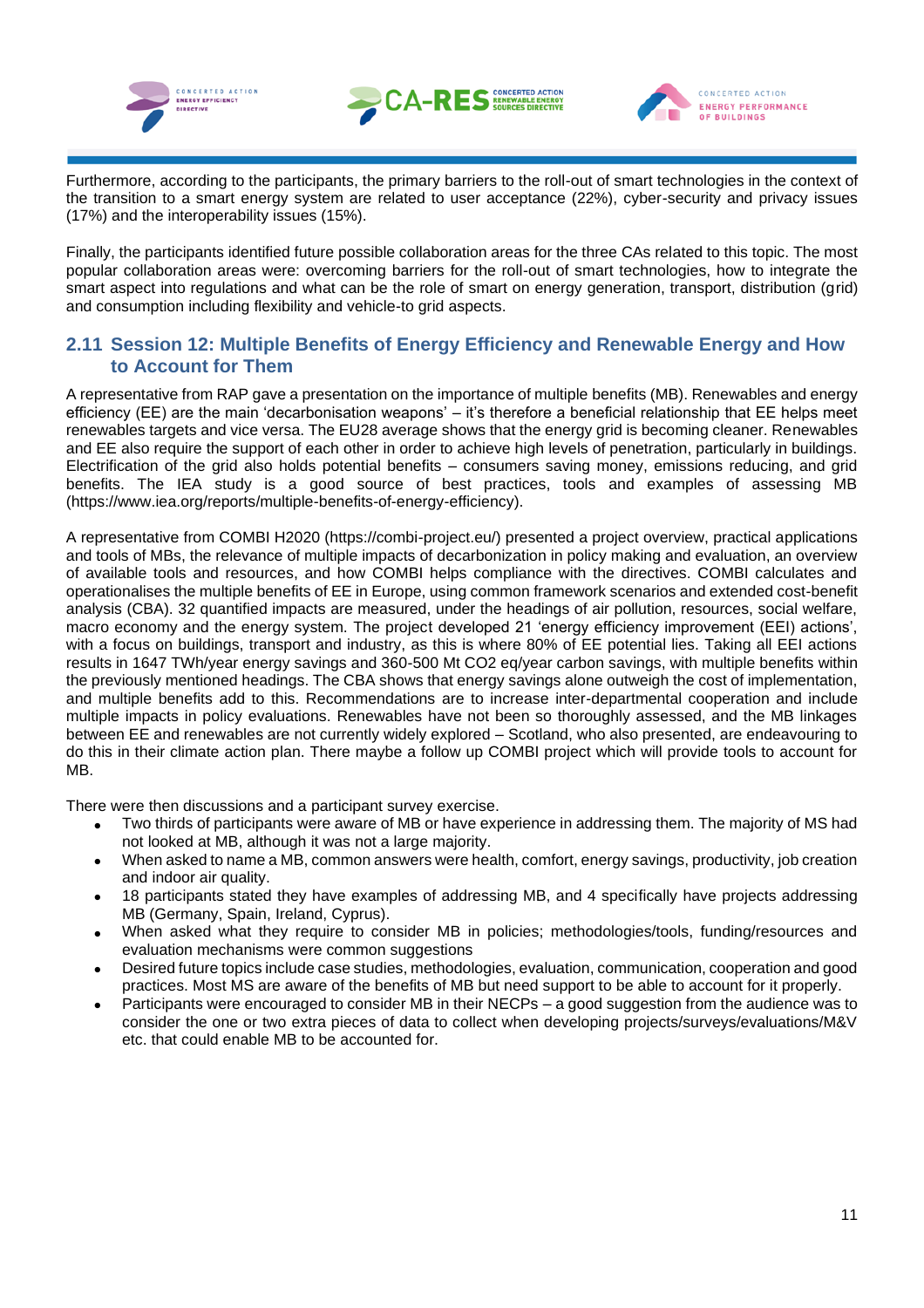Furthermore, according to the participants, the primary barriers to the roll-out of smart technologies in the context of the transition to a smart energy system are related to user acceptance (22%), cyber-security and privacy issues (17%) and the interoperability issues (15%).

Finally, the participants identified future possible collaboration areas for the three CAs related to this topic. The most popular collaboration areas were: overcoming barriers for the roll-out of smart technologies, how to integrate the smart aspect into regulations and what can be the role of smart on energy generation, transport, distribution (grid) and consumption including flexibility and vehicle-to grid aspects.

## 2.11 Session 12: Multiple Benefits of Energy Efficiency and Renewable Energy and How to Account for Them

A representative from RAP gave a presentation on the importance of multiple benefits (MB). Renewables and energy efficiency (EE) are the main 'decarbonisation weapons' – it's therefore a beneficial relationship that EE helps meet renewables targets and vice versa. The EU28 average shows that the energy grid is becoming cleaner. Renewables and EE also require the support of each other in order to achieve high levels of penetration, particularly in buildings. Electrification of the grid also holds potential benefits – consumers saving money, emissions reducing, and grid benefits. The IEA study is a good source of best practices, tools and examples of assessing MB (https://www.iea.org/reports/multiple-benefits-of-energy-efficiency).

A representative from COMBI H2020 (https://combi-project.eu/) presented a project overview, practical applications and tools of MBs, the relevance of multiple impacts of decarbonization in policy making and evaluation, an overview of available tools and resources, and how COMBI helps compliance with the directives. COMBI calculates and operationalises the multiple benefits of EE in Europe, using common framework scenarios and extended cost-benefit analysis (CBA). 32 quantified impacts are measured, under the headings of air pollution, resources, social welfare, macro economy and the energy system. The project developed 21 'energy efficiency improvement (EEI) actions', with a focus on buildings, transport and industry, as this is where 80% of EE potential lies. Taking all EEI actions results in 1647 TWh/year energy savings and 360-500 Mt $CO_2$ eq/year carbon savings, with multiple benefits within the previously mentioned headings. The CBA shows that energy savings alone outweigh the cost of implementation, and multiple benefits add to this. Recommendations are to increase inter-departmental cooperation and include multiple impacts in policy evaluations. Renewables have not been so thoroughly assessed, and the MB linkages between EE and renewables are not currently widely explored – Scotland, who also presented, are endeavouring to do this in their climate action plan. There maybe a follow up COMBI project which will provide tools to account for MB.

There were then discussions and a participant survey exercise.

- Two thirds of participants were aware of MB or have experience in addressing them. The majority of MS had not looked at MB, although it was not a large majority.
- When asked to name a MB, common answers were health, comfort, energy savings, productivity, job creation and indoor air quality.
- 18 participants stated they have examples of addressing MB, and 4 specifically have projects addressing MB (Germany, Spain, Ireland, Cyprus).
- When asked what they require to consider MB in policies; methodologies/tools, funding/resources and evaluation mechanisms were common suggestions
- Desired future topics include case studies, methodologies, evaluation, communication, cooperation and good practices. Most MS are aware of the benefits of MB but need support to be able to account for it properly.
- Participants were encouraged to consider MB in their NECPs – a good suggestion from the audience was to consider the one or two extra pieces of data to collect when developing projects/surveys/evaluations/M&V etc. that could enable MB to be accounted for.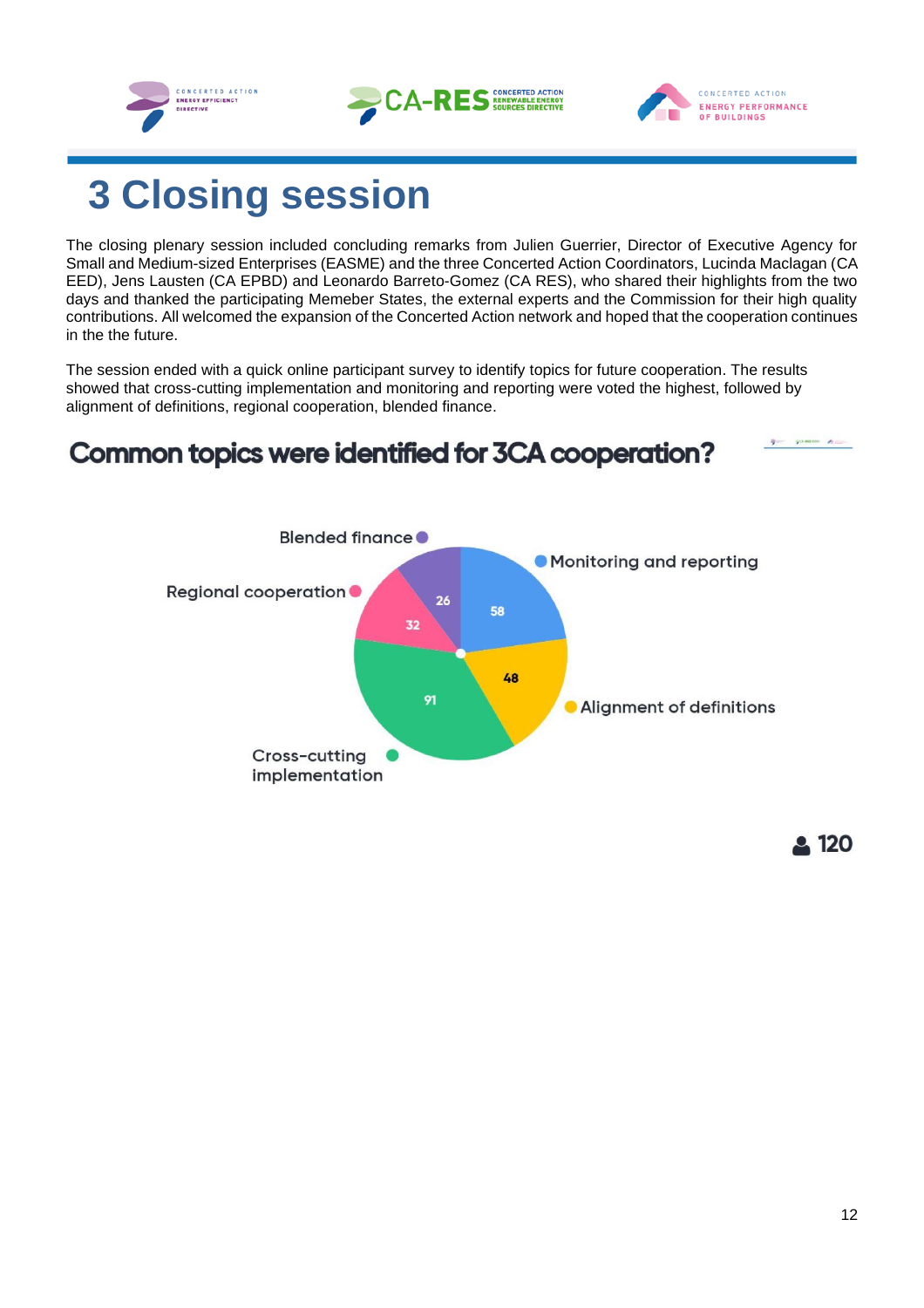# 3 Closing session

The closing plenary session included concluding remarks from Julien Guerrier, Director of Executive Agency for Small and Medium-sized Enterprises (EASME) and the three Concerted Action Coordinators, Lucinda Maclagan (CA EED), Jens Lausten (CA EPBD) and Leonardo Barreto-Gomez (CA RES), who shared their highlights from the two days and thanked the participating Memeber States, the external experts and the Commission for their high quality contributions. All welcomed the expansion of the Concerted Action network and hoped that the cooperation continues in the the future.

The session ended with a quick online participant survey to identify topics for future cooperation. The results showed that cross-cutting implementation and monitoring and reporting were voted the highest, followed by alignment of definitions, regional cooperation, blended finance.

**Common topics were identified for 3CA cooperation?**

Blended finance 26
Monitoring and reporting 58
Regional cooperation 32
Alignment of definitions 48
Cross-cutting implementation 91

120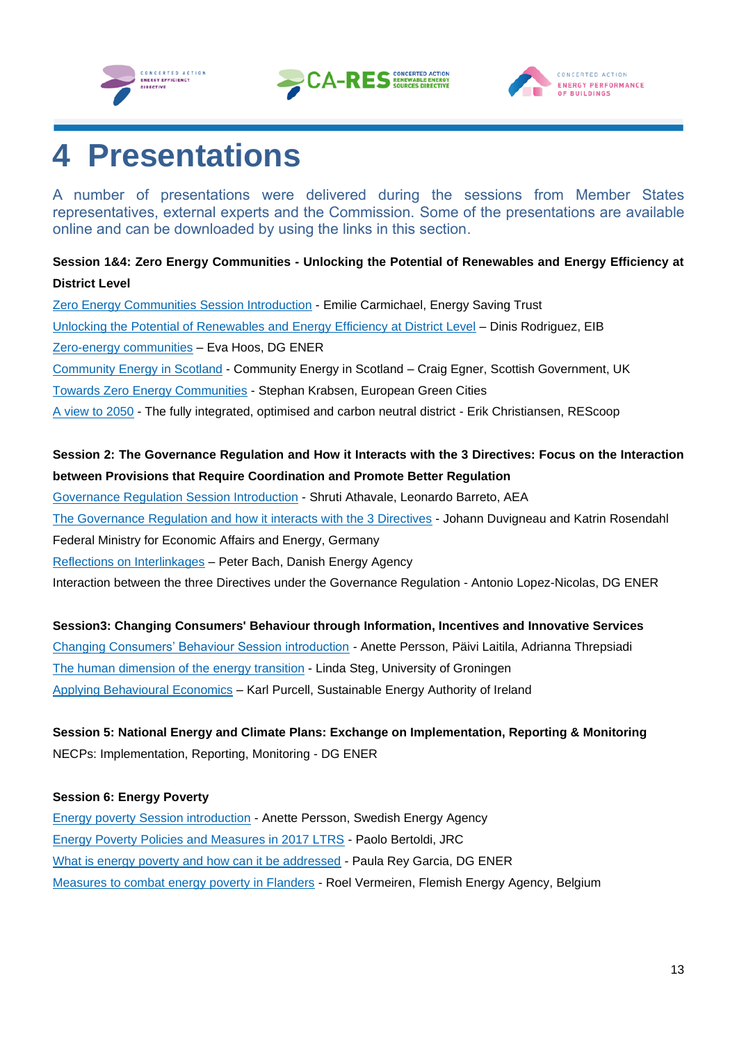# 4 Presentations

A number of presentations were delivered during the sessions from Member States representatives, external experts and the Commission. Some of the presentations are available online and can be downloaded by using the links in this section.

**Session 1&4: Zero Energy Communities - Unlocking the Potential of Renewables and Energy Efficiency at District Level**

Zero Energy Communities Session Introduction - Emilie Carmichael, Energy Saving Trust
Unlocking the Potential of Renewables and Energy Efficiency at District Level – Dinis Rodriguez, EIB
Zero-energy communities – Eva Hoos, DG ENER
Community Energy in Scotland - Community Energy in Scotland – Craig Egner, Scottish Government, UK
Towards Zero Energy Communities - Stephan Krabsen, European Green Cities
A view to 2050 - The fully integrated, optimised and carbon neutral district - Erik Christiansen, REScoop

**Session 2: The Governance Regulation and How it Interacts with the 3 Directives: Focus on the Interaction between Provisions that Require Coordination and Promote Better Regulation**

Governance Regulation Session Introduction - Shruti Athavale, Leonardo Barreto, AEA
The Governance Regulation and how it interacts with the 3 Directives - Johann Duvigneau and Katrin Rosendahl Federal Ministry for Economic Affairs and Energy, Germany
Reflections on Interlinkages – Peter Bach, Danish Energy Agency
Interaction between the three Directives under the Governance Regulation - Antonio Lopez-Nicolas, DG ENER

**Session3: Changing Consumers' Behaviour through Information, Incentives and Innovative Services**

Changing Consumers' Behaviour Session introduction - Anette Persson, Päivi Laitila, Adrianna Threpsiadi
The human dimension of the energy transition - Linda Steg, University of Groningen
Applying Behavioural Economics – Karl Purcell, Sustainable Energy Authority of Ireland

**Session 5: National Energy and Climate Plans: Exchange on Implementation, Reporting & Monitoring**

NECPs: Implementation, Reporting, Monitoring - DG ENER

**Session 6: Energy Poverty**

Energy poverty Session introduction - Anette Persson, Swedish Energy Agency
Energy Poverty Policies and Measures in 2017 LTRS - Paolo Bertoldi, JRC
What is energy poverty and how can it be addressed - Paula Rey Garcia, DG ENER
Measures to combat energy poverty in Flanders - Roel Vermeiren, Flemish Energy Agency, Belgium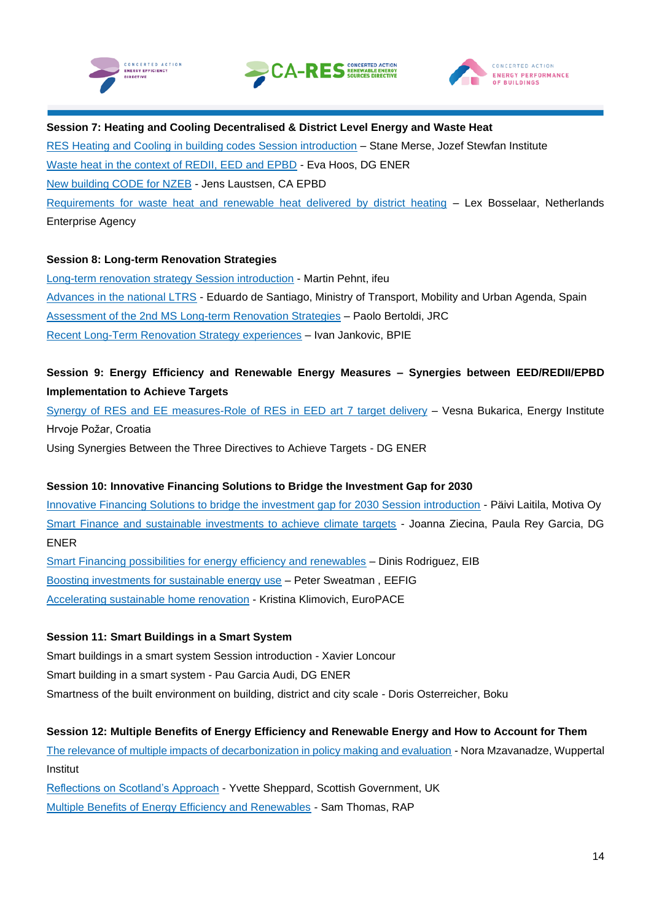**Session 7: Heating and Cooling Decentralised & District Level Energy and Waste Heat**

RES Heating and Cooling in building codes Session introduction – Stane Merse, Jozef Stewfan Institute

Waste heat in the context of REDII, EED and EPBD - Eva Hoos, DG ENER

New building CODE for NZEB - Jens Laustsen, CA EPBD

Requirements for waste heat and renewable heat delivered by district heating – Lex Bosselaar, Netherlands Enterprise Agency

**Session 8: Long-term Renovation Strategies**

Long-term renovation strategy Session introduction - Martin Pehnt, ifeu

Advances in the national LTRS - Eduardo de Santiago, Ministry of Transport, Mobility and Urban Agenda, Spain

Assessment of the 2nd MS Long-term Renovation Strategies – Paolo Bertoldi, JRC

Recent Long-Term Renovation Strategy experiences – Ivan Jankovic, BPIE

**Session 9: Energy Efficiency and Renewable Energy Measures – Synergies between EED/REDII/EPBD Implementation to Achieve Targets**

Synergy of RES and EE measures-Role of RES in EED art 7 target delivery – Vesna Bukarica, Energy Institute Hrvoje Požar, Croatia

Using Synergies Between the Three Directives to Achieve Targets - DG ENER

**Session 10: Innovative Financing Solutions to Bridge the Investment Gap for 2030**

Innovative Financing Solutions to bridge the investment gap for 2030 Session introduction - Päivi Laitila, Motiva Oy

Smart Finance and sustainable investments to achieve climate targets - Joanna Ziecina, Paula Rey Garcia, DG ENER

Smart Financing possibilities for energy efficiency and renewables – Dinis Rodriguez, EIB

Boosting investments for sustainable energy use – Peter Sweatman , EEFIG

Accelerating sustainable home renovation - Kristina Klimovich, EuroPACE

**Session 11: Smart Buildings in a Smart System**

Smart buildings in a smart system Session introduction - Xavier Loncour

Smart building in a smart system - Pau Garcia Audi, DG ENER

Smartness of the built environment on building, district and city scale - Doris Osterreicher, Boku

**Session 12: Multiple Benefits of Energy Efficiency and Renewable Energy and How to Account for Them**

The relevance of multiple impacts of decarbonization in policy making and evaluation - Nora Mzavanadze, Wuppertal Institut

Reflections on Scotland's Approach - Yvette Sheppard, Scottish Government, UK

Multiple Benefits of Energy Efficiency and Renewables - Sam Thomas, RAP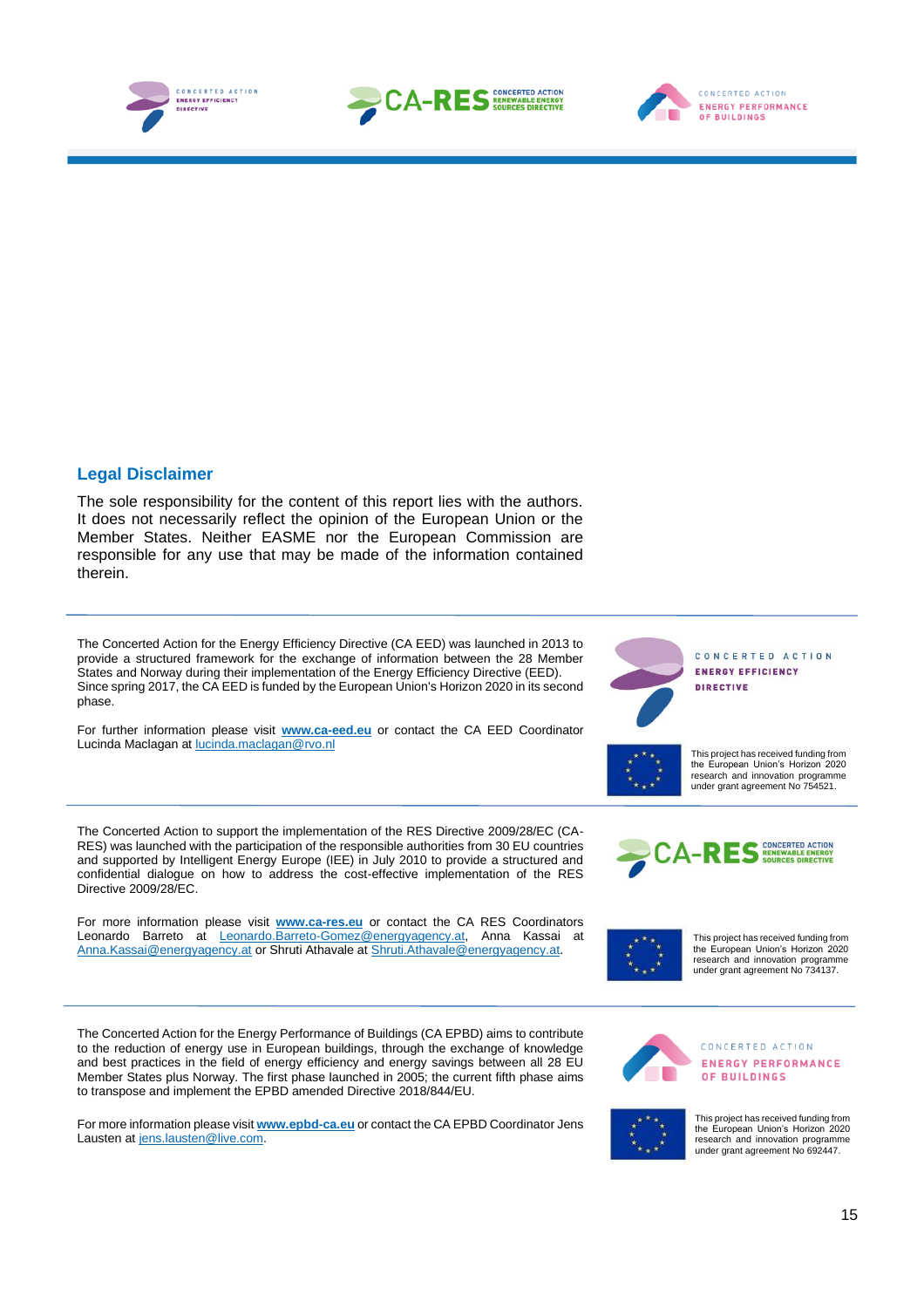## Legal Disclaimer

The sole responsibility for the content of this report lies with the authors. It does not necessarily reflect the opinion of the European Union or the Member States. Neither EASME nor the European Commission are responsible for any use that may be made of the information contained therein.

---

The Concerted Action for the Energy Efficiency Directive (CA EED) was launched in 2013 to provide a structured framework for the exchange of information between the 28 Member States and Norway during their implementation of the Energy Efficiency Directive (EED). Since spring 2017, the CA EED is funded by the European Union's Horizon 2020 in its second phase.

For further information please visit **www.ca-eed.eu** or contact the CA EED Coordinator Lucinda Maclagan at lucinda.maclagan@rvo.nl

CONCERTED ACTION ENERGY EFFICIENCY DIRECTIVE

This project has received funding from the European Union's Horizon 2020 research and innovation programme under grant agreement No 754521.

---

The Concerted Action to support the implementation of the RES Directive 2009/28/EC (CA-RES) was launched with the participation of the responsible authorities from 30 EU countries and supported by Intelligent Energy Europe (IEE) in July 2010 to provide a structured and confidential dialogue on how to address the cost-effective implementation of the RES Directive 2009/28/EC.

For more information please visit **www.ca-res.eu** or contact the CA RES Coordinators Leonardo Barreto at Leonardo.Barreto-Gomez@energyagency.at, Anna Kassai at Anna.Kassai@energyagency.at or Shruti Athavale at Shruti.Athavale@energyagency.at.

CA-RES CONCERTED ACTION RENEWABLE ENERGY SOURCES DIRECTIVE

This project has received funding from the European Union's Horizon 2020 research and innovation programme under grant agreement No 734137.

---

The Concerted Action for the Energy Performance of Buildings (CA EPBD) aims to contribute to the reduction of energy use in European buildings, through the exchange of knowledge and best practices in the field of energy efficiency and energy savings between all 28 EU Member States plus Norway. The first phase launched in 2005; the current fifth phase aims to transpose and implement the EPBD amended Directive 2018/844/EU.

For more information please visit **www.epbd-ca.eu** or contact the CA EPBD Coordinator Jens Lausten at jens.lausten@live.com.

CONCERTED ACTION ENERGY PERFORMANCE OF BUILDINGS

This project has received funding from the European Union's Horizon 2020 research and innovation programme under grant agreement No 692447.